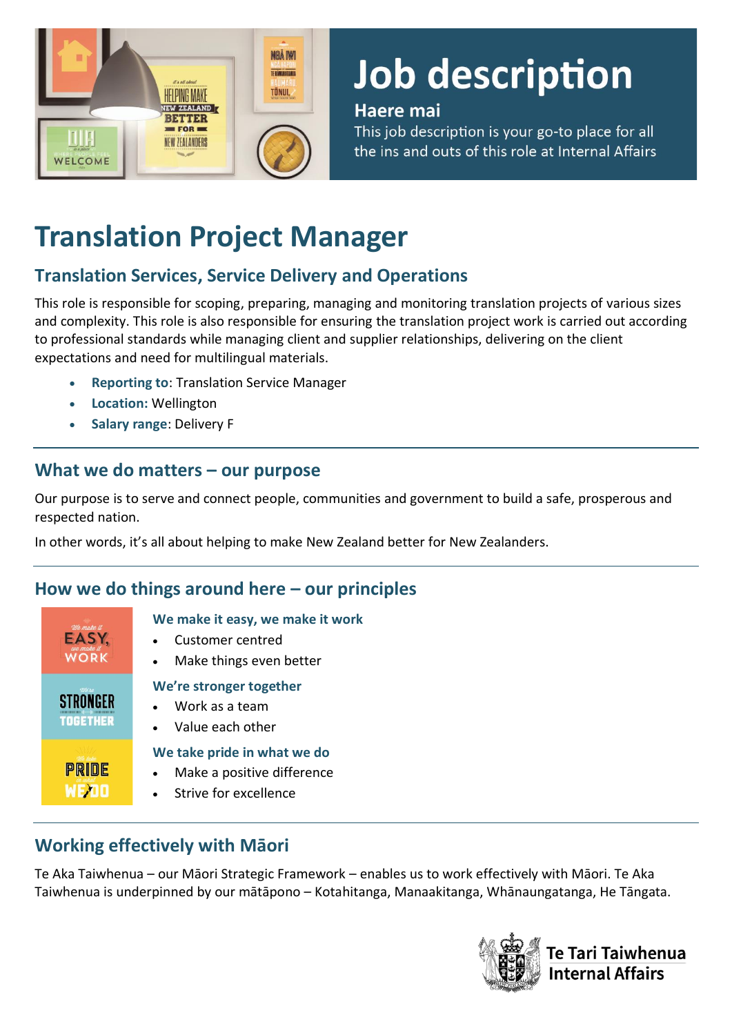# Job description

**Haere mai**

This job description is your go-to place for all the ins and outs of this role at Internal Affairs

# Translation Project Manager

## Translation Services, Service Delivery and Operations

This role is responsible for scoping, preparing, managing and monitoring translation projects of various sizes and complexity. This role is also responsible for ensuring the translation project work is carried out according to professional standards while managing client and supplier relationships, delivering on the client expectations and need for multilingual materials.

- **Reporting to**: Translation Service Manager
- **Location:** Wellington
- **Salary range**: Delivery F

## What we do matters – our purpose

Our purpose is to serve and connect people, communities and government to build a safe, prosperous and respected nation.

In other words, it's all about helping to make New Zealand better for New Zealanders.

## How we do things around here – our principles

### We make it easy, we make it work

- Customer centred
- Make things even better

### We're stronger together

- Work as a team
- Value each other

### We take pride in what we do

- Make a positive difference
- Strive for excellence

## Working effectively with Māori

Te Aka Taiwhenua – our Māori Strategic Framework – enables us to work effectively with Māori. Te Aka Taiwhenua is underpinned by our mātāpono – Kotahitanga, Manaakitanga, Whānaungatanga, He Tāngata.

Te Tari Taiwhenua Internal Affairs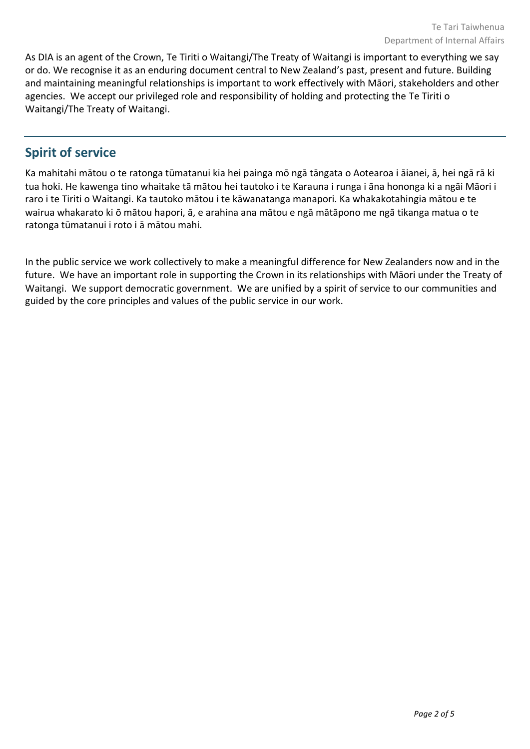As DIA is an agent of the Crown, Te Tiriti o Waitangi/The Treaty of Waitangi is important to everything we say or do. We recognise it as an enduring document central to New Zealand's past, present and future. Building and maintaining meaningful relationships is important to work effectively with Māori, stakeholders and other agencies. We accept our privileged role and responsibility of holding and protecting the Te Tiriti o Waitangi/The Treaty of Waitangi.

## Spirit of service

Ka mahitahi mātou o te ratonga tūmatanui kia hei painga mō ngā tāngata o Aotearoa i āianei, ā, hei ngā rā ki tua hoki. He kawenga tino whaitake tā mātou hei tautoko i te Karauna i runga i āna hononga ki a ngāi Māori i raro i te Tiriti o Waitangi. Ka tautoko mātou i te kāwanatanga manapori. Ka whakakotahingia mātou e te wairua whakarato ki ō mātou hapori, ā, e arahina ana mātou e ngā mātāpono me ngā tikanga matua o te ratonga tūmatanui i roto i ā mātou mahi.

In the public service we work collectively to make a meaningful difference for New Zealanders now and in the future. We have an important role in supporting the Crown in its relationships with Māori under the Treaty of Waitangi. We support democratic government. We are unified by a spirit of service to our communities and guided by the core principles and values of the public service in our work.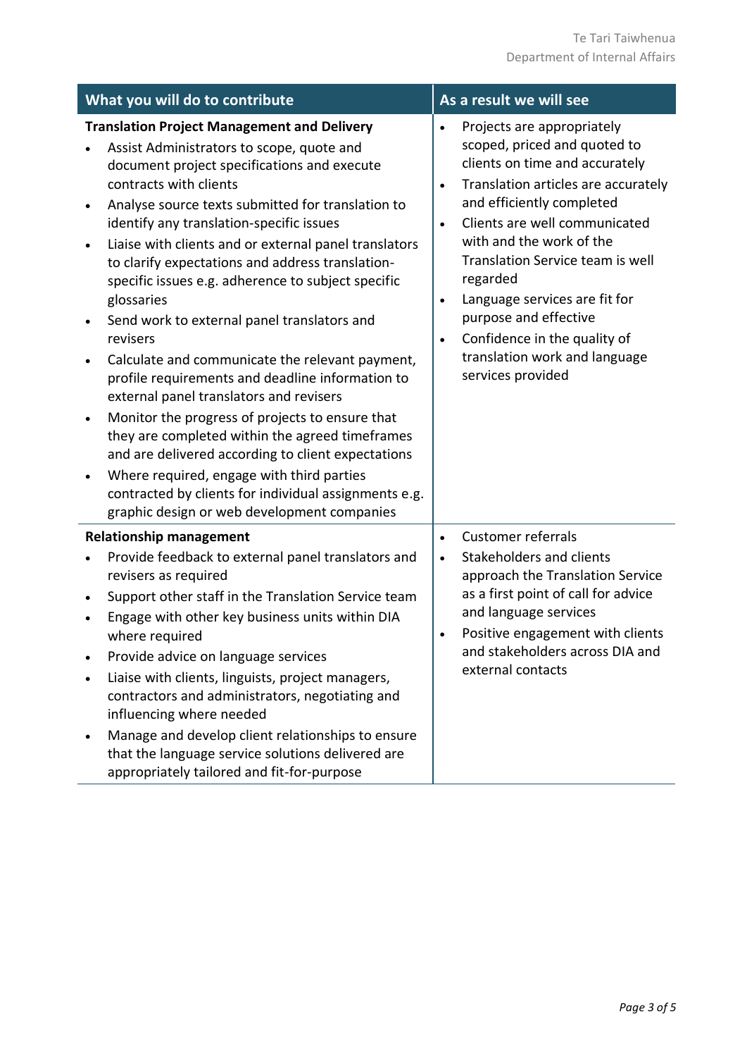| What you will do to contribute | As a result we will see |
| --- | --- |
| **Translation Project Management and Delivery**<br>• Assist Administrators to scope, quote and document project specifications and execute contracts with clients<br>• Analyse source texts submitted for translation to identify any translation-specific issues<br>• Liaise with clients and or external panel translators to clarify expectations and address translation-specific issues e.g. adherence to subject specific glossaries<br>• Send work to external panel translators and revisers<br>• Calculate and communicate the relevant payment, profile requirements and deadline information to external panel translators and revisers<br>• Monitor the progress of projects to ensure that they are completed within the agreed timeframes and are delivered according to client expectations<br>• Where required, engage with third parties contracted by clients for individual assignments e.g. graphic design or web development companies | • Projects are appropriately scoped, priced and quoted to clients on time and accurately<br>• Translation articles are accurately and efficiently completed<br>• Clients are well communicated with and the work of the Translation Service team is well regarded<br>• Language services are fit for purpose and effective<br>• Confidence in the quality of translation work and language services provided |
| **Relationship management**<br>• Provide feedback to external panel translators and revisers as required<br>• Support other staff in the Translation Service team<br>• Engage with other key business units within DIA where required<br>• Provide advice on language services<br>• Liaise with clients, linguists, project managers, contractors and administrators, negotiating and influencing where needed<br>• Manage and develop client relationships to ensure that the language service solutions delivered are appropriately tailored and fit-for-purpose | • Customer referrals<br>• Stakeholders and clients approach the Translation Service as a first point of call for advice and language services<br>• Positive engagement with clients and stakeholders across DIA and external contacts |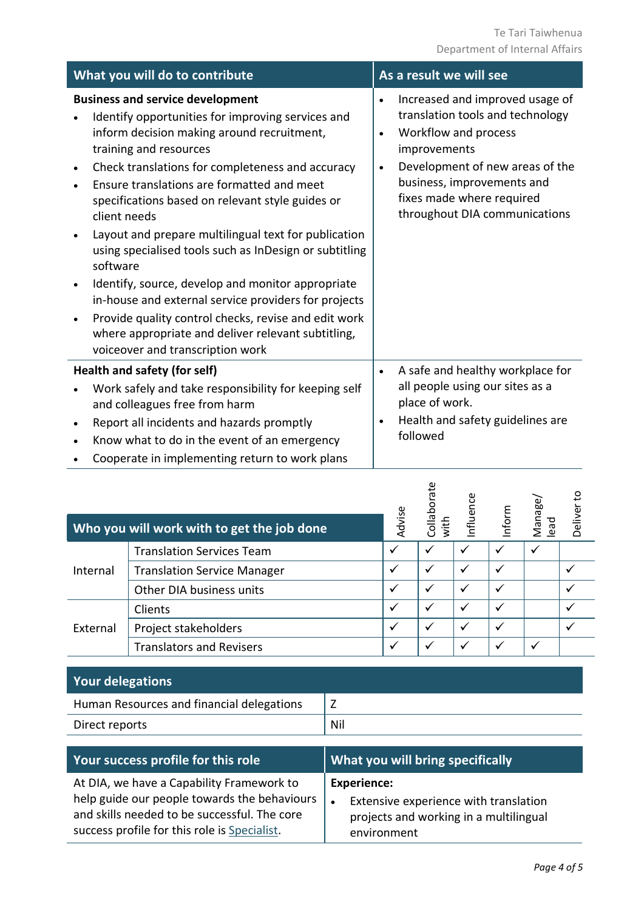| What you will do to contribute | As a result we will see |
|---|---|
| **Business and service development**<br>• Identify opportunities for improving services and inform decision making around recruitment, training and resources<br>• Check translations for completeness and accuracy<br>• Ensure translations are formatted and meet specifications based on relevant style guides or client needs<br>• Layout and prepare multilingual text for publication using specialised tools such as InDesign or subtitling software<br>• Identify, source, develop and monitor appropriate in-house and external service providers for projects<br>• Provide quality control checks, revise and edit work where appropriate and deliver relevant subtitling, voiceover and transcription work | • Increased and improved usage of translation tools and technology<br>• Workflow and process improvements<br>• Development of new areas of the business, improvements and fixes made where required throughout DIA communications |
| **Health and safety (for self)**<br>• Work safely and take responsibility for keeping self and colleagues free from harm<br>• Report all incidents and hazards promptly<br>• Know what to do in the event of an emergency<br>• Cooperate in implementing return to work plans | • A safe and healthy workplace for all people using our sites as a place of work.<br>• Health and safety guidelines are followed |

| Who you will work with to get the job done | | Advise | Collaborate with | Influence | Inform | Manage/ lead | Deliver to |
|---|---|---|---|---|---|---|---|
| Internal | Translation Services Team | ✓ | ✓ | ✓ | ✓ | ✓ | |
| | Translation Service Manager | ✓ | ✓ | ✓ | ✓ | | ✓ |
| | Other DIA business units | ✓ | ✓ | ✓ | ✓ | | ✓ |
| External | Clients | ✓ | ✓ | ✓ | ✓ | | ✓ |
| | Project stakeholders | ✓ | ✓ | ✓ | ✓ | | ✓ |
| | Translators and Revisers | ✓ | ✓ | ✓ | ✓ | ✓ | |

| Your delegations | |
|---|---|
| Human Resources and financial delegations | Z |
| Direct reports | Nil |

| Your success profile for this role | What you will bring specifically |
|---|---|
| At DIA, we have a Capability Framework to help guide our people towards the behaviours and skills needed to be successful. The core success profile for this role is Specialist. | **Experience:**<br>• Extensive experience with translation projects and working in a multilingual environment |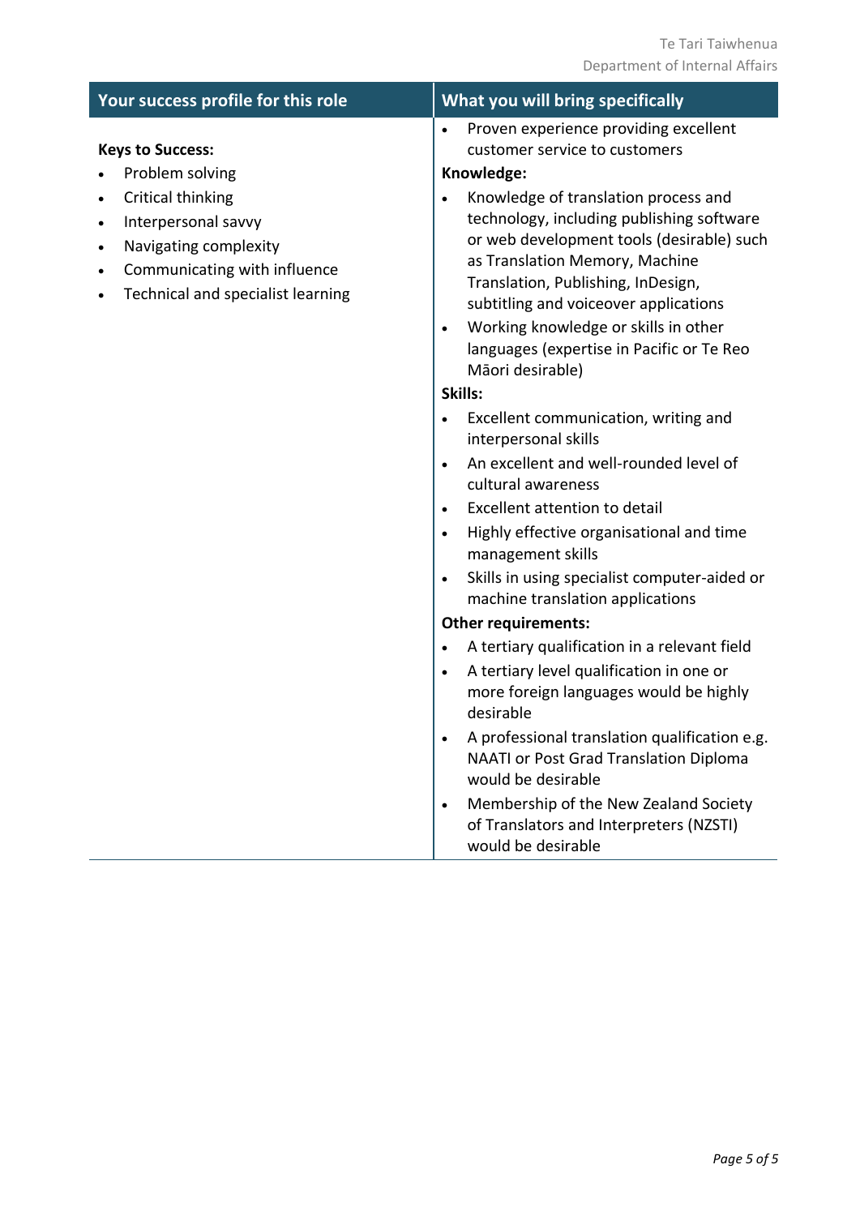| Your success profile for this role | What you will bring specifically |
|---|---|
| **Keys to Success:**<br>• Problem solving<br>• Critical thinking<br>• Interpersonal savvy<br>• Navigating complexity<br>• Communicating with influence<br>• Technical and specialist learning | • Proven experience providing excellent customer service to customers<br>**Knowledge:**<br>• Knowledge of translation process and technology, including publishing software or web development tools (desirable) such as Translation Memory, Machine Translation, Publishing, InDesign, subtitling and voiceover applications<br>• Working knowledge or skills in other languages (expertise in Pacific or Te Reo Māori desirable)<br>**Skills:**<br>• Excellent communication, writing and interpersonal skills<br>• An excellent and well-rounded level of cultural awareness<br>• Excellent attention to detail<br>• Highly effective organisational and time management skills<br>• Skills in using specialist computer-aided or machine translation applications<br>**Other requirements:**<br>• A tertiary qualification in a relevant field<br>• A tertiary level qualification in one or more foreign languages would be highly desirable<br>• A professional translation qualification e.g. NAATI or Post Grad Translation Diploma would be desirable<br>• Membership of the New Zealand Society of Translators and Interpreters (NZSTI) would be desirable |